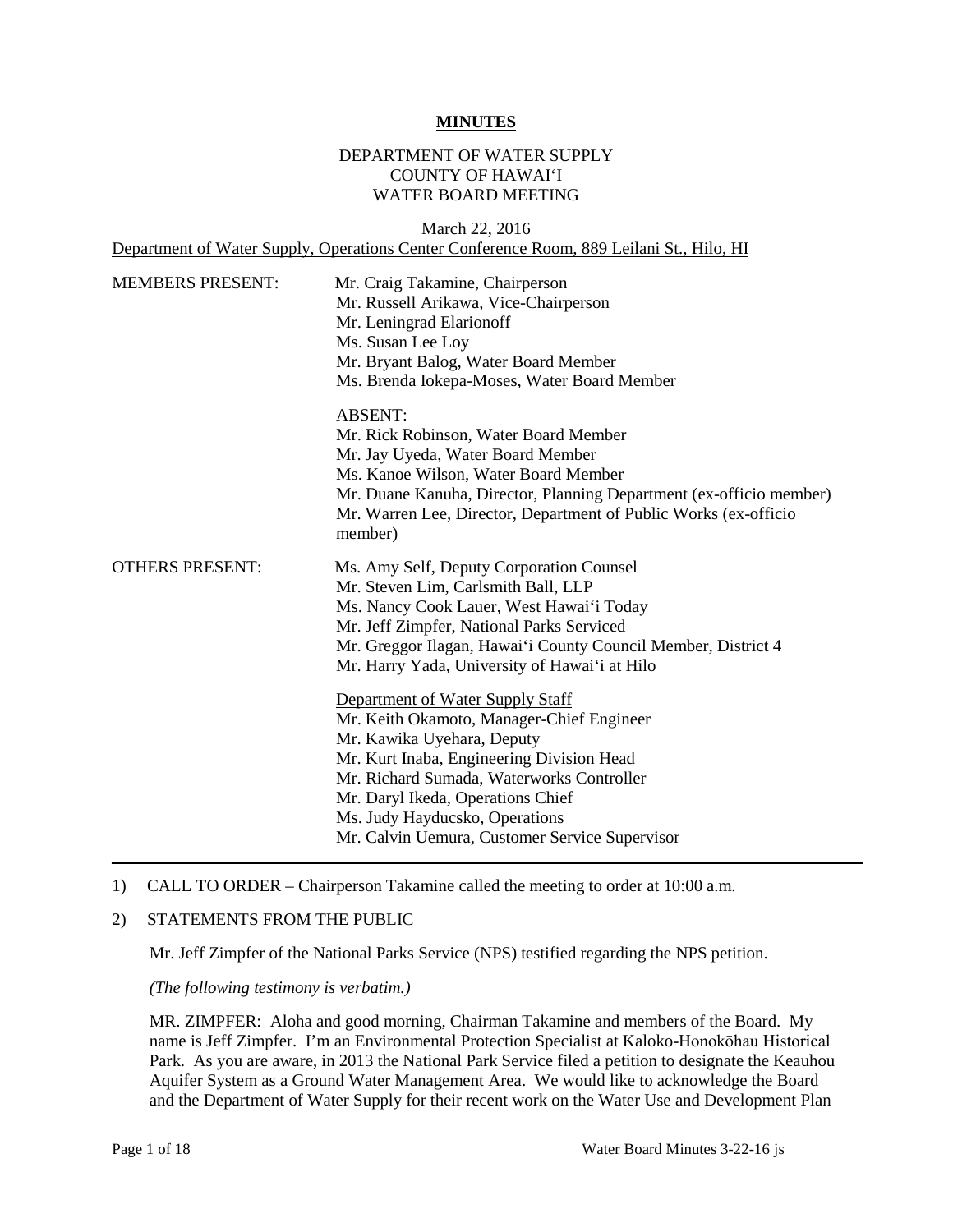# MINUTES

DEPARTMENT OF WATER SUPPLY
COUNTY OF HAWAI'I
WATER BOARD MEETING

March 22, 2016
Department of Water Supply, Operations Center Conference Room, 889 Leilani St., Hilo, HI

MEMBERS PRESENT:
- Mr. Craig Takamine, Chairperson
- Mr. Russell Arikawa, Vice-Chairperson
- Mr. Leningrad Elarionoff
- Ms. Susan Lee Loy
- Mr. Bryant Balog, Water Board Member
- Ms. Brenda Iokepa-Moses, Water Board Member

ABSENT:
- Mr. Rick Robinson, Water Board Member
- Mr. Jay Uyeda, Water Board Member
- Ms. Kanoe Wilson, Water Board Member
- Mr. Duane Kanuha, Director, Planning Department (ex-officio member)
- Mr. Warren Lee, Director, Department of Public Works (ex-officio member)

OTHERS PRESENT:
- Ms. Amy Self, Deputy Corporation Counsel
- Mr. Steven Lim, Carlsmith Ball, LLP
- Ms. Nancy Cook Lauer, West Hawai'i Today
- Mr. Jeff Zimpfer, National Parks Serviced
- Mr. Greggor Ilagan, Hawai'i County Council Member, District 4
- Mr. Harry Yada, University of Hawai'i at Hilo

Department of Water Supply Staff
- Mr. Keith Okamoto, Manager-Chief Engineer
- Mr. Kawika Uyehara, Deputy
- Mr. Kurt Inaba, Engineering Division Head
- Mr. Richard Sumada, Waterworks Controller
- Mr. Daryl Ikeda, Operations Chief
- Ms. Judy Hayducsko, Operations
- Mr. Calvin Uemura, Customer Service Supervisor

---

1) CALL TO ORDER – Chairperson Takamine called the meeting to order at 10:00 a.m.

2) STATEMENTS FROM THE PUBLIC

Mr. Jeff Zimpfer of the National Parks Service (NPS) testified regarding the NPS petition.

*(The following testimony is verbatim.)*

MR. ZIMPFER: Aloha and good morning, Chairman Takamine and members of the Board. My name is Jeff Zimpfer. I'm an Environmental Protection Specialist at Kaloko-Honokōhau Historical Park. As you are aware, in 2013 the National Park Service filed a petition to designate the Keauhou Aquifer System as a Ground Water Management Area. We would like to acknowledge the Board and the Department of Water Supply for their recent work on the Water Use and Development Plan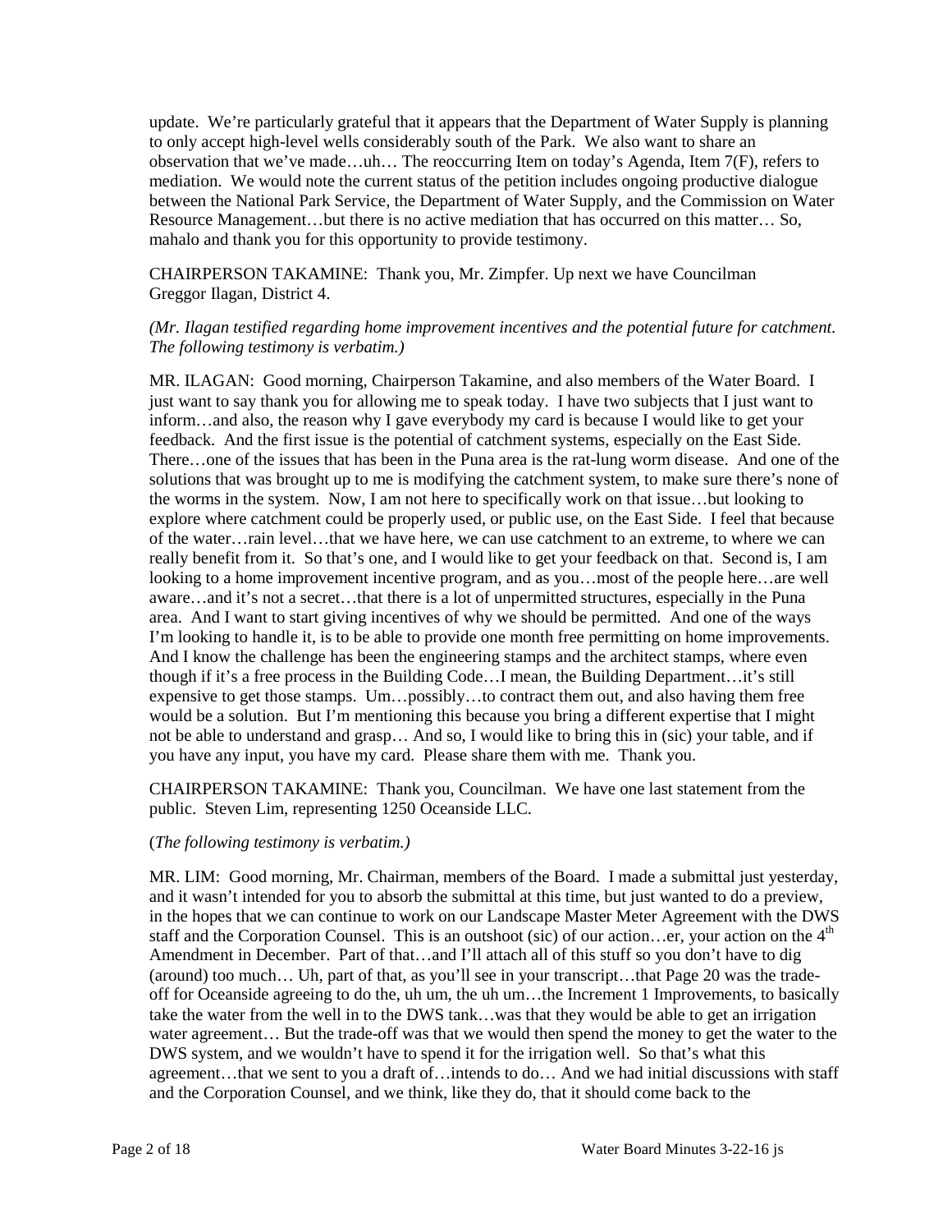update. We're particularly grateful that it appears that the Department of Water Supply is planning to only accept high-level wells considerably south of the Park. We also want to share an observation that we've made…uh… The reoccurring Item on today's Agenda, Item 7(F), refers to mediation. We would note the current status of the petition includes ongoing productive dialogue between the National Park Service, the Department of Water Supply, and the Commission on Water Resource Management…but there is no active mediation that has occurred on this matter… So, mahalo and thank you for this opportunity to provide testimony.

CHAIRPERSON TAKAMINE: Thank you, Mr. Zimpfer. Up next we have Councilman Greggor Ilagan, District 4.

*(Mr. Ilagan testified regarding home improvement incentives and the potential future for catchment. The following testimony is verbatim.)*

MR. ILAGAN: Good morning, Chairperson Takamine, and also members of the Water Board. I just want to say thank you for allowing me to speak today. I have two subjects that I just want to inform…and also, the reason why I gave everybody my card is because I would like to get your feedback. And the first issue is the potential of catchment systems, especially on the East Side. There…one of the issues that has been in the Puna area is the rat-lung worm disease. And one of the solutions that was brought up to me is modifying the catchment system, to make sure there's none of the worms in the system. Now, I am not here to specifically work on that issue…but looking to explore where catchment could be properly used, or public use, on the East Side. I feel that because of the water…rain level…that we have here, we can use catchment to an extreme, to where we can really benefit from it. So that's one, and I would like to get your feedback on that. Second is, I am looking to a home improvement incentive program, and as you…most of the people here…are well aware…and it's not a secret…that there is a lot of unpermitted structures, especially in the Puna area. And I want to start giving incentives of why we should be permitted. And one of the ways I'm looking to handle it, is to be able to provide one month free permitting on home improvements. And I know the challenge has been the engineering stamps and the architect stamps, where even though if it's a free process in the Building Code…I mean, the Building Department…it's still expensive to get those stamps. Um…possibly…to contract them out, and also having them free would be a solution. But I'm mentioning this because you bring a different expertise that I might not be able to understand and grasp… And so, I would like to bring this in (sic) your table, and if you have any input, you have my card. Please share them with me. Thank you.

CHAIRPERSON TAKAMINE: Thank you, Councilman. We have one last statement from the public. Steven Lim, representing 1250 Oceanside LLC.

(*The following testimony is verbatim.)*

MR. LIM: Good morning, Mr. Chairman, members of the Board. I made a submittal just yesterday, and it wasn't intended for you to absorb the submittal at this time, but just wanted to do a preview, in the hopes that we can continue to work on our Landscape Master Meter Agreement with the DWS staff and the Corporation Counsel. This is an outshoot (sic) of our action…er, your action on the 4th Amendment in December. Part of that…and I'll attach all of this stuff so you don't have to dig (around) too much… Uh, part of that, as you'll see in your transcript…that Page 20 was the trade-off for Oceanside agreeing to do the, uh um, the uh um…the Increment 1 Improvements, to basically take the water from the well in to the DWS tank…was that they would be able to get an irrigation water agreement… But the trade-off was that we would then spend the money to get the water to the DWS system, and we wouldn't have to spend it for the irrigation well. So that's what this agreement…that we sent to you a draft of…intends to do… And we had initial discussions with staff and the Corporation Counsel, and we think, like they do, that it should come back to the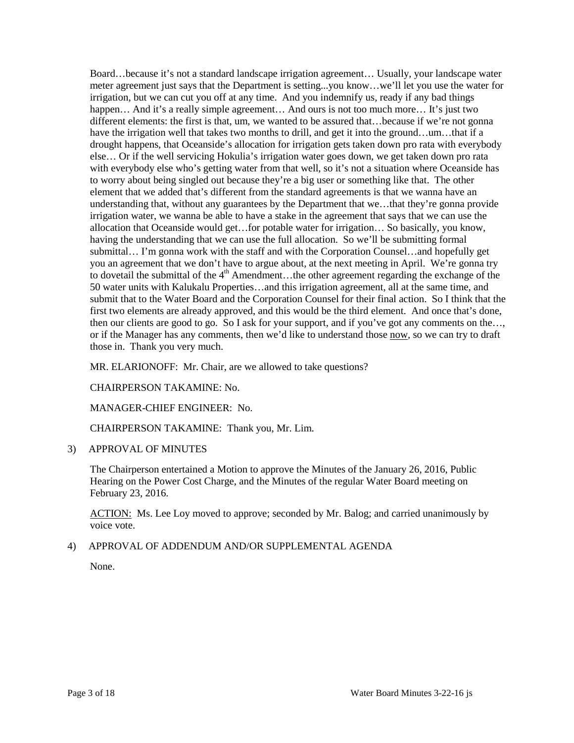Board…because it's not a standard landscape irrigation agreement… Usually, your landscape water meter agreement just says that the Department is setting...you know…we'll let you use the water for irrigation, but we can cut you off at any time. And you indemnify us, ready if any bad things happen… And it's a really simple agreement… And ours is not too much more… It's just two different elements: the first is that, um, we wanted to be assured that…because if we're not gonna have the irrigation well that takes two months to drill, and get it into the ground…um…that if a drought happens, that Oceanside's allocation for irrigation gets taken down pro rata with everybody else… Or if the well servicing Hokulia's irrigation water goes down, we get taken down pro rata with everybody else who's getting water from that well, so it's not a situation where Oceanside has to worry about being singled out because they're a big user or something like that. The other element that we added that's different from the standard agreements is that we wanna have an understanding that, without any guarantees by the Department that we…that they're gonna provide irrigation water, we wanna be able to have a stake in the agreement that says that we can use the allocation that Oceanside would get…for potable water for irrigation… So basically, you know, having the understanding that we can use the full allocation. So we'll be submitting formal submittal… I'm gonna work with the staff and with the Corporation Counsel…and hopefully get you an agreement that we don't have to argue about, at the next meeting in April. We're gonna try to dovetail the submittal of the 4th Amendment…the other agreement regarding the exchange of the 50 water units with Kalukalu Properties…and this irrigation agreement, all at the same time, and submit that to the Water Board and the Corporation Counsel for their final action. So I think that the first two elements are already approved, and this would be the third element. And once that's done, then our clients are good to go. So I ask for your support, and if you've got any comments on the…, or if the Manager has any comments, then we'd like to understand those <u>now</u>, so we can try to draft those in. Thank you very much.

MR. ELARIONOFF: Mr. Chair, are we allowed to take questions?

CHAIRPERSON TAKAMINE: No.

MANAGER-CHIEF ENGINEER: No.

CHAIRPERSON TAKAMINE: Thank you, Mr. Lim.

3) APPROVAL OF MINUTES

The Chairperson entertained a Motion to approve the Minutes of the January 26, 2016, Public Hearing on the Power Cost Charge, and the Minutes of the regular Water Board meeting on February 23, 2016.

<u>ACTION:</u> Ms. Lee Loy moved to approve; seconded by Mr. Balog; and carried unanimously by voice vote.

4) APPROVAL OF ADDENDUM AND/OR SUPPLEMENTAL AGENDA

None.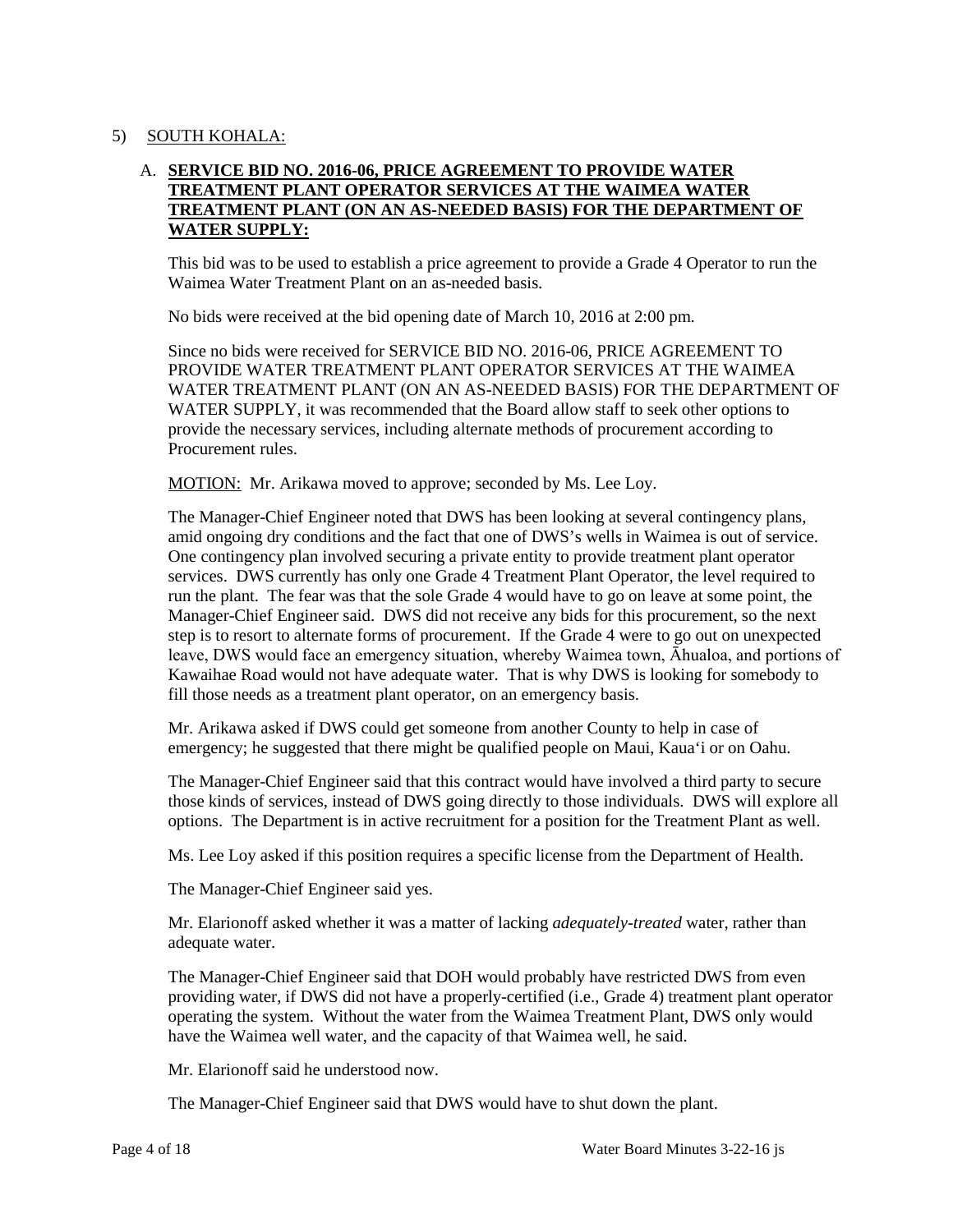5) SOUTH KOHALA:

A. **SERVICE BID NO. 2016-06, PRICE AGREEMENT TO PROVIDE WATER TREATMENT PLANT OPERATOR SERVICES AT THE WAIMEA WATER TREATMENT PLANT (ON AN AS-NEEDED BASIS) FOR THE DEPARTMENT OF WATER SUPPLY:**

This bid was to be used to establish a price agreement to provide a Grade 4 Operator to run the Waimea Water Treatment Plant on an as-needed basis.

No bids were received at the bid opening date of March 10, 2016 at 2:00 pm.

Since no bids were received for SERVICE BID NO. 2016-06, PRICE AGREEMENT TO PROVIDE WATER TREATMENT PLANT OPERATOR SERVICES AT THE WAIMEA WATER TREATMENT PLANT (ON AN AS-NEEDED BASIS) FOR THE DEPARTMENT OF WATER SUPPLY, it was recommended that the Board allow staff to seek other options to provide the necessary services, including alternate methods of procurement according to Procurement rules.

MOTION: Mr. Arikawa moved to approve; seconded by Ms. Lee Loy.

The Manager-Chief Engineer noted that DWS has been looking at several contingency plans, amid ongoing dry conditions and the fact that one of DWS's wells in Waimea is out of service. One contingency plan involved securing a private entity to provide treatment plant operator services. DWS currently has only one Grade 4 Treatment Plant Operator, the level required to run the plant. The fear was that the sole Grade 4 would have to go on leave at some point, the Manager-Chief Engineer said. DWS did not receive any bids for this procurement, so the next step is to resort to alternate forms of procurement. If the Grade 4 were to go out on unexpected leave, DWS would face an emergency situation, whereby Waimea town, Āhualoa, and portions of Kawaihae Road would not have adequate water. That is why DWS is looking for somebody to fill those needs as a treatment plant operator, on an emergency basis.

Mr. Arikawa asked if DWS could get someone from another County to help in case of emergency; he suggested that there might be qualified people on Maui, Kaua'i or on Oahu.

The Manager-Chief Engineer said that this contract would have involved a third party to secure those kinds of services, instead of DWS going directly to those individuals. DWS will explore all options. The Department is in active recruitment for a position for the Treatment Plant as well.

Ms. Lee Loy asked if this position requires a specific license from the Department of Health.

The Manager-Chief Engineer said yes.

Mr. Elarionoff asked whether it was a matter of lacking *adequately-treated* water, rather than adequate water.

The Manager-Chief Engineer said that DOH would probably have restricted DWS from even providing water, if DWS did not have a properly-certified (i.e., Grade 4) treatment plant operator operating the system. Without the water from the Waimea Treatment Plant, DWS only would have the Waimea well water, and the capacity of that Waimea well, he said.

Mr. Elarionoff said he understood now.

The Manager-Chief Engineer said that DWS would have to shut down the plant.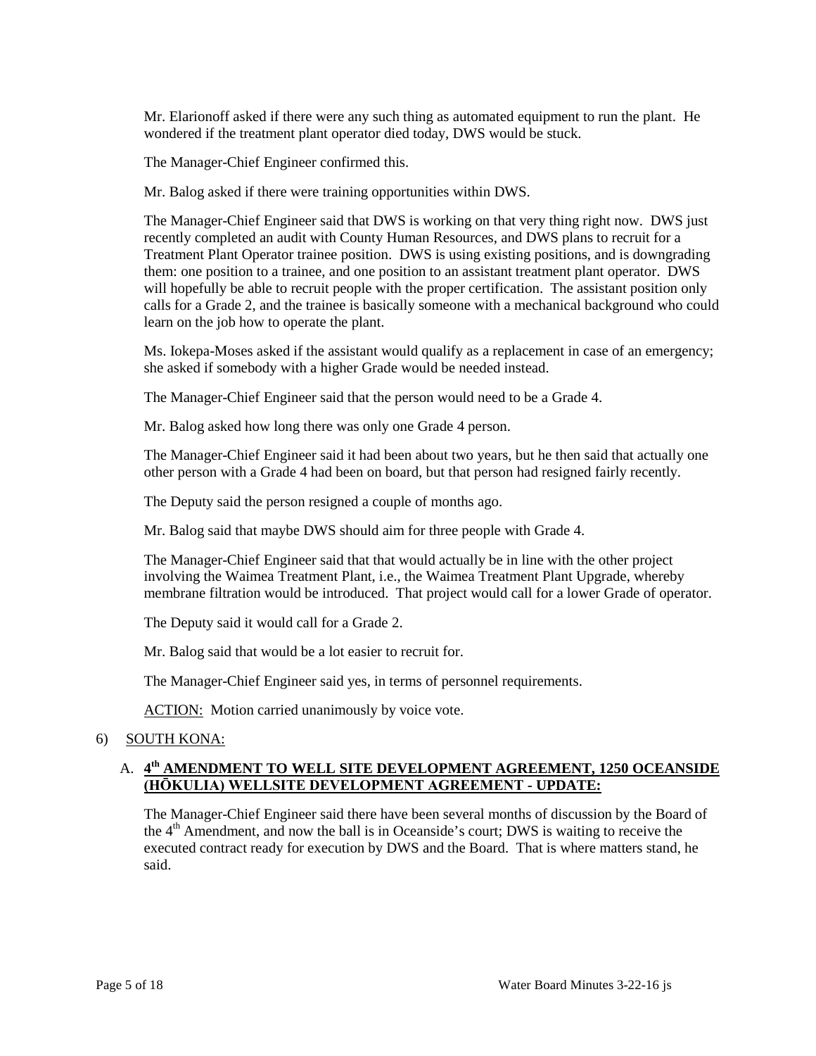Mr. Elarionoff asked if there were any such thing as automated equipment to run the plant. He wondered if the treatment plant operator died today, DWS would be stuck.

The Manager-Chief Engineer confirmed this.

Mr. Balog asked if there were training opportunities within DWS.

The Manager-Chief Engineer said that DWS is working on that very thing right now. DWS just recently completed an audit with County Human Resources, and DWS plans to recruit for a Treatment Plant Operator trainee position. DWS is using existing positions, and is downgrading them: one position to a trainee, and one position to an assistant treatment plant operator. DWS will hopefully be able to recruit people with the proper certification. The assistant position only calls for a Grade 2, and the trainee is basically someone with a mechanical background who could learn on the job how to operate the plant.

Ms. Iokepa-Moses asked if the assistant would qualify as a replacement in case of an emergency; she asked if somebody with a higher Grade would be needed instead.

The Manager-Chief Engineer said that the person would need to be a Grade 4.

Mr. Balog asked how long there was only one Grade 4 person.

The Manager-Chief Engineer said it had been about two years, but he then said that actually one other person with a Grade 4 had been on board, but that person had resigned fairly recently.

The Deputy said the person resigned a couple of months ago.

Mr. Balog said that maybe DWS should aim for three people with Grade 4.

The Manager-Chief Engineer said that that would actually be in line with the other project involving the Waimea Treatment Plant, i.e., the Waimea Treatment Plant Upgrade, whereby membrane filtration would be introduced. That project would call for a lower Grade of operator.

The Deputy said it would call for a Grade 2.

Mr. Balog said that would be a lot easier to recruit for.

The Manager-Chief Engineer said yes, in terms of personnel requirements.

ACTION: Motion carried unanimously by voice vote.

6) SOUTH KONA:

A. **4th AMENDMENT TO WELL SITE DEVELOPMENT AGREEMENT, 1250 OCEANSIDE (HŌKULIA) WELLSITE DEVELOPMENT AGREEMENT - UPDATE:**

The Manager-Chief Engineer said there have been several months of discussion by the Board of the 4th Amendment, and now the ball is in Oceanside's court; DWS is waiting to receive the executed contract ready for execution by DWS and the Board. That is where matters stand, he said.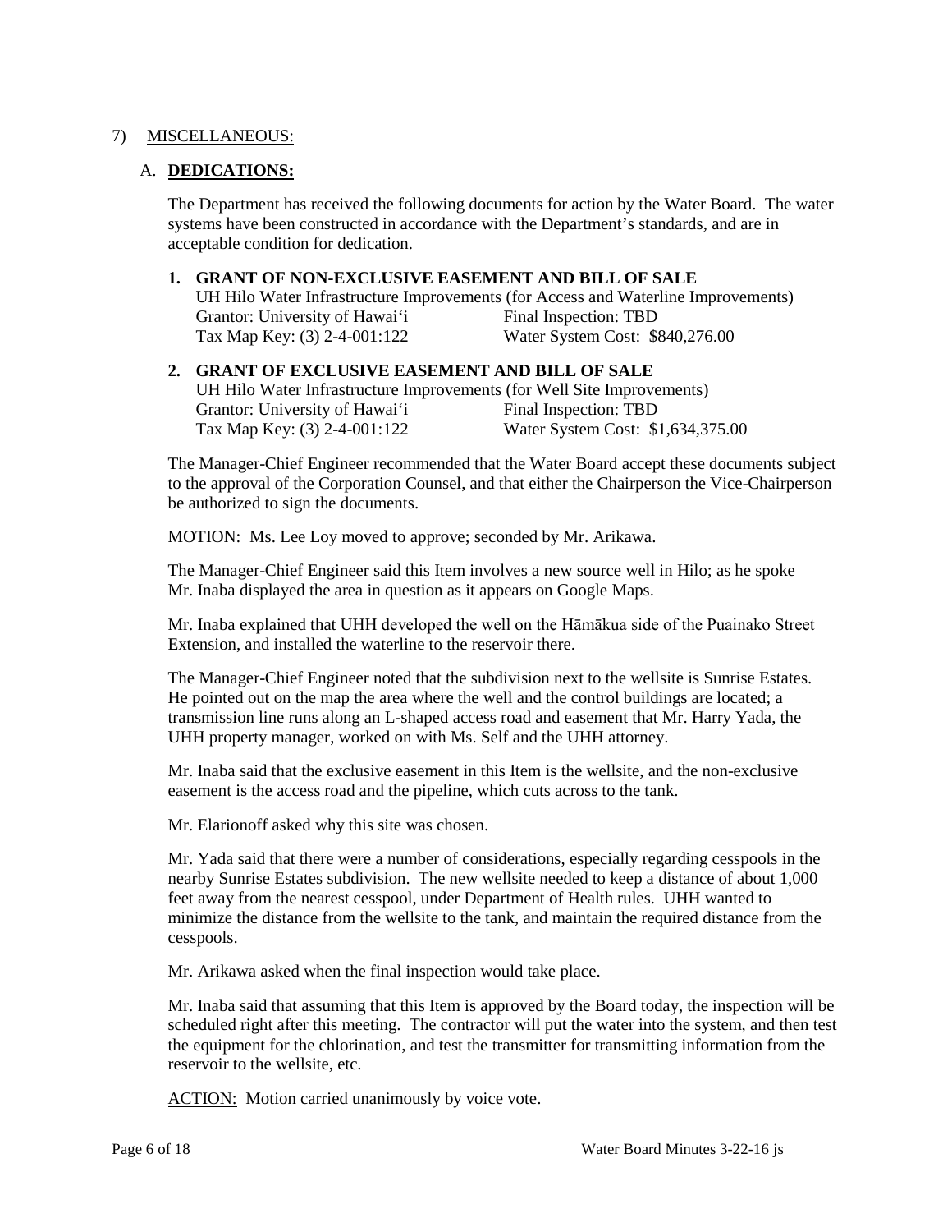7) MISCELLANEOUS:

A. **DEDICATIONS:**

The Department has received the following documents for action by the Water Board. The water systems have been constructed in accordance with the Department's standards, and are in acceptable condition for dedication.

**1. GRANT OF NON-EXCLUSIVE EASEMENT AND BILL OF SALE**

UH Hilo Water Infrastructure Improvements (for Access and Waterline Improvements)
Grantor: University of Hawai'i — Final Inspection: TBD
Tax Map Key: (3) 2-4-001:122 — Water System Cost: $840,276.00

**2. GRANT OF EXCLUSIVE EASEMENT AND BILL OF SALE**

UH Hilo Water Infrastructure Improvements (for Well Site Improvements)
Grantor: University of Hawai'i — Final Inspection: TBD
Tax Map Key: (3) 2-4-001:122 — Water System Cost: $1,634,375.00

The Manager-Chief Engineer recommended that the Water Board accept these documents subject to the approval of the Corporation Counsel, and that either the Chairperson the Vice-Chairperson be authorized to sign the documents.

MOTION: Ms. Lee Loy moved to approve; seconded by Mr. Arikawa.

The Manager-Chief Engineer said this Item involves a new source well in Hilo; as he spoke Mr. Inaba displayed the area in question as it appears on Google Maps.

Mr. Inaba explained that UHH developed the well on the Hāmākua side of the Puainako Street Extension, and installed the waterline to the reservoir there.

The Manager-Chief Engineer noted that the subdivision next to the wellsite is Sunrise Estates. He pointed out on the map the area where the well and the control buildings are located; a transmission line runs along an L-shaped access road and easement that Mr. Harry Yada, the UHH property manager, worked on with Ms. Self and the UHH attorney.

Mr. Inaba said that the exclusive easement in this Item is the wellsite, and the non-exclusive easement is the access road and the pipeline, which cuts across to the tank.

Mr. Elarionoff asked why this site was chosen.

Mr. Yada said that there were a number of considerations, especially regarding cesspools in the nearby Sunrise Estates subdivision. The new wellsite needed to keep a distance of about 1,000 feet away from the nearest cesspool, under Department of Health rules. UHH wanted to minimize the distance from the wellsite to the tank, and maintain the required distance from the cesspools.

Mr. Arikawa asked when the final inspection would take place.

Mr. Inaba said that assuming that this Item is approved by the Board today, the inspection will be scheduled right after this meeting. The contractor will put the water into the system, and then test the equipment for the chlorination, and test the transmitter for transmitting information from the reservoir to the wellsite, etc.

ACTION: Motion carried unanimously by voice vote.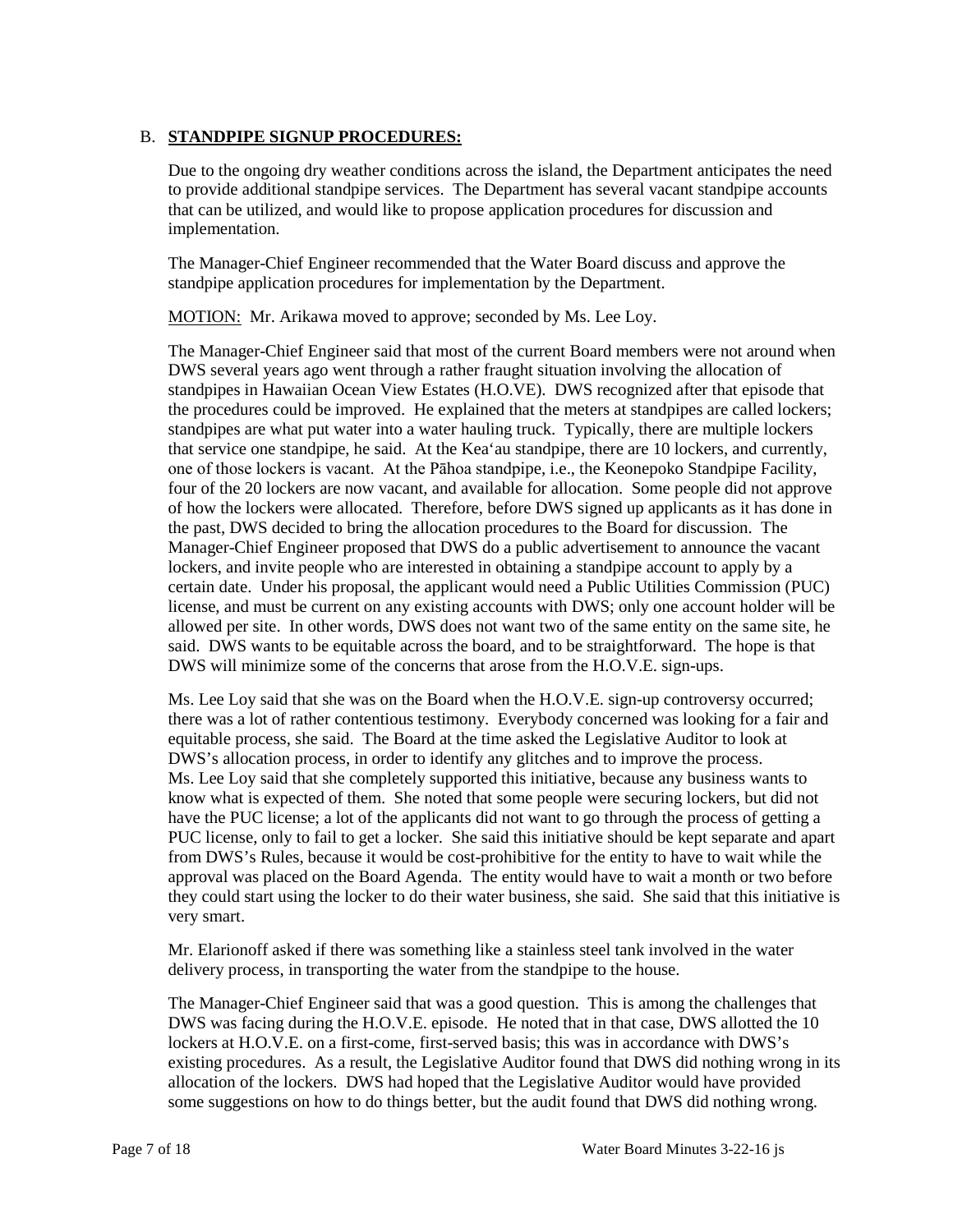B. **STANDPIPE SIGNUP PROCEDURES:**

Due to the ongoing dry weather conditions across the island, the Department anticipates the need to provide additional standpipe services. The Department has several vacant standpipe accounts that can be utilized, and would like to propose application procedures for discussion and implementation.

The Manager-Chief Engineer recommended that the Water Board discuss and approve the standpipe application procedures for implementation by the Department.

MOTION: Mr. Arikawa moved to approve; seconded by Ms. Lee Loy.

The Manager-Chief Engineer said that most of the current Board members were not around when DWS several years ago went through a rather fraught situation involving the allocation of standpipes in Hawaiian Ocean View Estates (H.O.VE). DWS recognized after that episode that the procedures could be improved. He explained that the meters at standpipes are called lockers; standpipes are what put water into a water hauling truck. Typically, there are multiple lockers that service one standpipe, he said. At the Kea'au standpipe, there are 10 lockers, and currently, one of those lockers is vacant. At the Pāhoa standpipe, i.e., the Keonepoko Standpipe Facility, four of the 20 lockers are now vacant, and available for allocation. Some people did not approve of how the lockers were allocated. Therefore, before DWS signed up applicants as it has done in the past, DWS decided to bring the allocation procedures to the Board for discussion. The Manager-Chief Engineer proposed that DWS do a public advertisement to announce the vacant lockers, and invite people who are interested in obtaining a standpipe account to apply by a certain date. Under his proposal, the applicant would need a Public Utilities Commission (PUC) license, and must be current on any existing accounts with DWS; only one account holder will be allowed per site. In other words, DWS does not want two of the same entity on the same site, he said. DWS wants to be equitable across the board, and to be straightforward. The hope is that DWS will minimize some of the concerns that arose from the H.O.V.E. sign-ups.

Ms. Lee Loy said that she was on the Board when the H.O.V.E. sign-up controversy occurred; there was a lot of rather contentious testimony. Everybody concerned was looking for a fair and equitable process, she said. The Board at the time asked the Legislative Auditor to look at DWS's allocation process, in order to identify any glitches and to improve the process. Ms. Lee Loy said that she completely supported this initiative, because any business wants to know what is expected of them. She noted that some people were securing lockers, but did not have the PUC license; a lot of the applicants did not want to go through the process of getting a PUC license, only to fail to get a locker. She said this initiative should be kept separate and apart from DWS's Rules, because it would be cost-prohibitive for the entity to have to wait while the approval was placed on the Board Agenda. The entity would have to wait a month or two before they could start using the locker to do their water business, she said. She said that this initiative is very smart.

Mr. Elarionoff asked if there was something like a stainless steel tank involved in the water delivery process, in transporting the water from the standpipe to the house.

The Manager-Chief Engineer said that was a good question. This is among the challenges that DWS was facing during the H.O.V.E. episode. He noted that in that case, DWS allotted the 10 lockers at H.O.V.E. on a first-come, first-served basis; this was in accordance with DWS's existing procedures. As a result, the Legislative Auditor found that DWS did nothing wrong in its allocation of the lockers. DWS had hoped that the Legislative Auditor would have provided some suggestions on how to do things better, but the audit found that DWS did nothing wrong.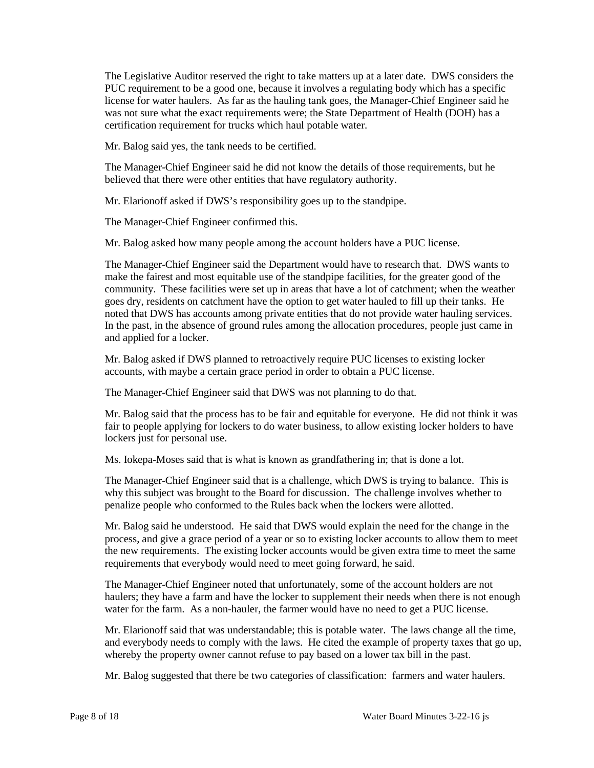The Legislative Auditor reserved the right to take matters up at a later date. DWS considers the PUC requirement to be a good one, because it involves a regulating body which has a specific license for water haulers. As far as the hauling tank goes, the Manager-Chief Engineer said he was not sure what the exact requirements were; the State Department of Health (DOH) has a certification requirement for trucks which haul potable water.

Mr. Balog said yes, the tank needs to be certified.

The Manager-Chief Engineer said he did not know the details of those requirements, but he believed that there were other entities that have regulatory authority.

Mr. Elarionoff asked if DWS's responsibility goes up to the standpipe.

The Manager-Chief Engineer confirmed this.

Mr. Balog asked how many people among the account holders have a PUC license.

The Manager-Chief Engineer said the Department would have to research that. DWS wants to make the fairest and most equitable use of the standpipe facilities, for the greater good of the community. These facilities were set up in areas that have a lot of catchment; when the weather goes dry, residents on catchment have the option to get water hauled to fill up their tanks. He noted that DWS has accounts among private entities that do not provide water hauling services. In the past, in the absence of ground rules among the allocation procedures, people just came in and applied for a locker.

Mr. Balog asked if DWS planned to retroactively require PUC licenses to existing locker accounts, with maybe a certain grace period in order to obtain a PUC license.

The Manager-Chief Engineer said that DWS was not planning to do that.

Mr. Balog said that the process has to be fair and equitable for everyone. He did not think it was fair to people applying for lockers to do water business, to allow existing locker holders to have lockers just for personal use.

Ms. Iokepa-Moses said that is what is known as grandfathering in; that is done a lot.

The Manager-Chief Engineer said that is a challenge, which DWS is trying to balance. This is why this subject was brought to the Board for discussion. The challenge involves whether to penalize people who conformed to the Rules back when the lockers were allotted.

Mr. Balog said he understood. He said that DWS would explain the need for the change in the process, and give a grace period of a year or so to existing locker accounts to allow them to meet the new requirements. The existing locker accounts would be given extra time to meet the same requirements that everybody would need to meet going forward, he said.

The Manager-Chief Engineer noted that unfortunately, some of the account holders are not haulers; they have a farm and have the locker to supplement their needs when there is not enough water for the farm. As a non-hauler, the farmer would have no need to get a PUC license.

Mr. Elarionoff said that was understandable; this is potable water. The laws change all the time, and everybody needs to comply with the laws. He cited the example of property taxes that go up, whereby the property owner cannot refuse to pay based on a lower tax bill in the past.

Mr. Balog suggested that there be two categories of classification: farmers and water haulers.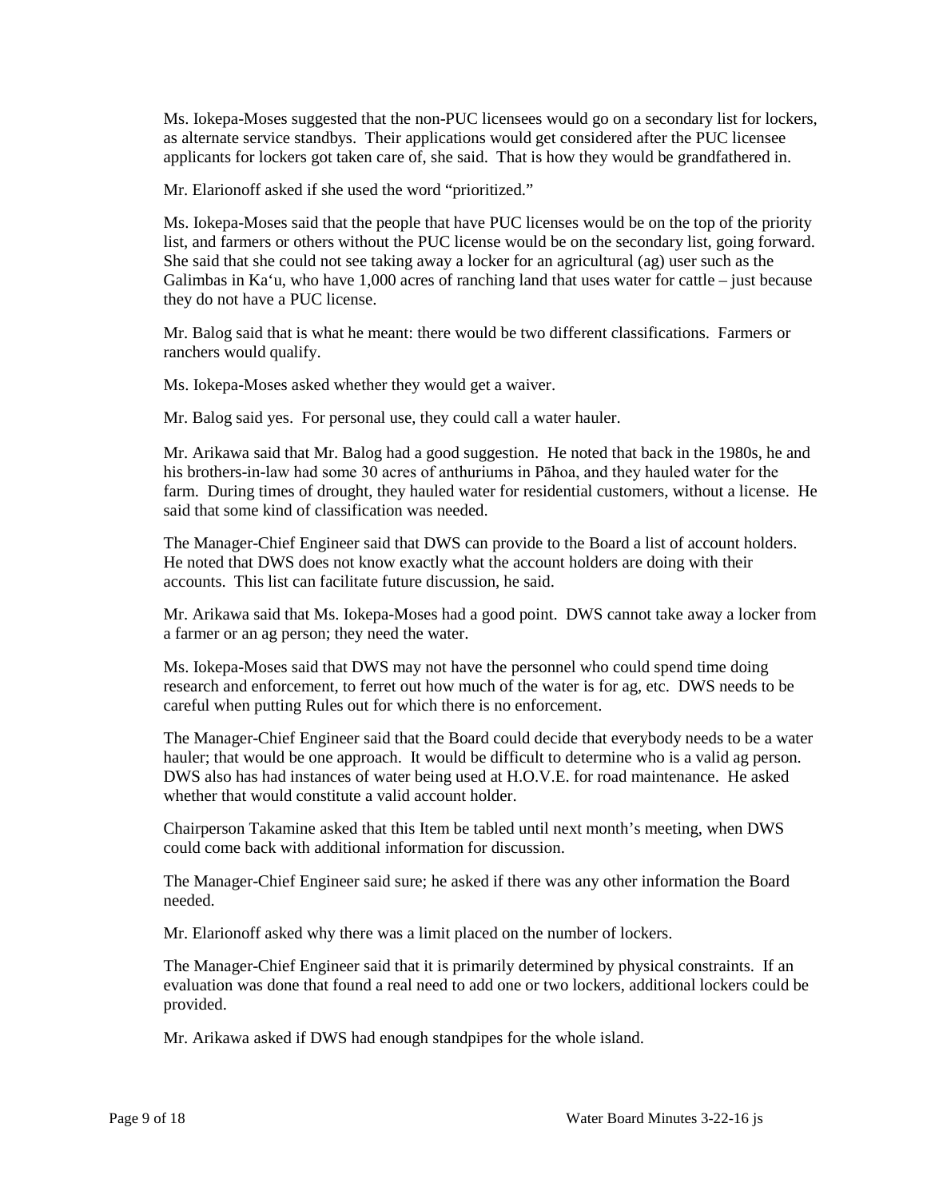Ms. Iokepa-Moses suggested that the non-PUC licensees would go on a secondary list for lockers, as alternate service standbys. Their applications would get considered after the PUC licensee applicants for lockers got taken care of, she said. That is how they would be grandfathered in.

Mr. Elarionoff asked if she used the word "prioritized."

Ms. Iokepa-Moses said that the people that have PUC licenses would be on the top of the priority list, and farmers or others without the PUC license would be on the secondary list, going forward. She said that she could not see taking away a locker for an agricultural (ag) user such as the Galimbas in Ka'u, who have 1,000 acres of ranching land that uses water for cattle – just because they do not have a PUC license.

Mr. Balog said that is what he meant: there would be two different classifications. Farmers or ranchers would qualify.

Ms. Iokepa-Moses asked whether they would get a waiver.

Mr. Balog said yes. For personal use, they could call a water hauler.

Mr. Arikawa said that Mr. Balog had a good suggestion. He noted that back in the 1980s, he and his brothers-in-law had some 30 acres of anthuriums in Pāhoa, and they hauled water for the farm. During times of drought, they hauled water for residential customers, without a license. He said that some kind of classification was needed.

The Manager-Chief Engineer said that DWS can provide to the Board a list of account holders. He noted that DWS does not know exactly what the account holders are doing with their accounts. This list can facilitate future discussion, he said.

Mr. Arikawa said that Ms. Iokepa-Moses had a good point. DWS cannot take away a locker from a farmer or an ag person; they need the water.

Ms. Iokepa-Moses said that DWS may not have the personnel who could spend time doing research and enforcement, to ferret out how much of the water is for ag, etc. DWS needs to be careful when putting Rules out for which there is no enforcement.

The Manager-Chief Engineer said that the Board could decide that everybody needs to be a water hauler; that would be one approach. It would be difficult to determine who is a valid ag person. DWS also has had instances of water being used at H.O.V.E. for road maintenance. He asked whether that would constitute a valid account holder.

Chairperson Takamine asked that this Item be tabled until next month's meeting, when DWS could come back with additional information for discussion.

The Manager-Chief Engineer said sure; he asked if there was any other information the Board needed.

Mr. Elarionoff asked why there was a limit placed on the number of lockers.

The Manager-Chief Engineer said that it is primarily determined by physical constraints. If an evaluation was done that found a real need to add one or two lockers, additional lockers could be provided.

Mr. Arikawa asked if DWS had enough standpipes for the whole island.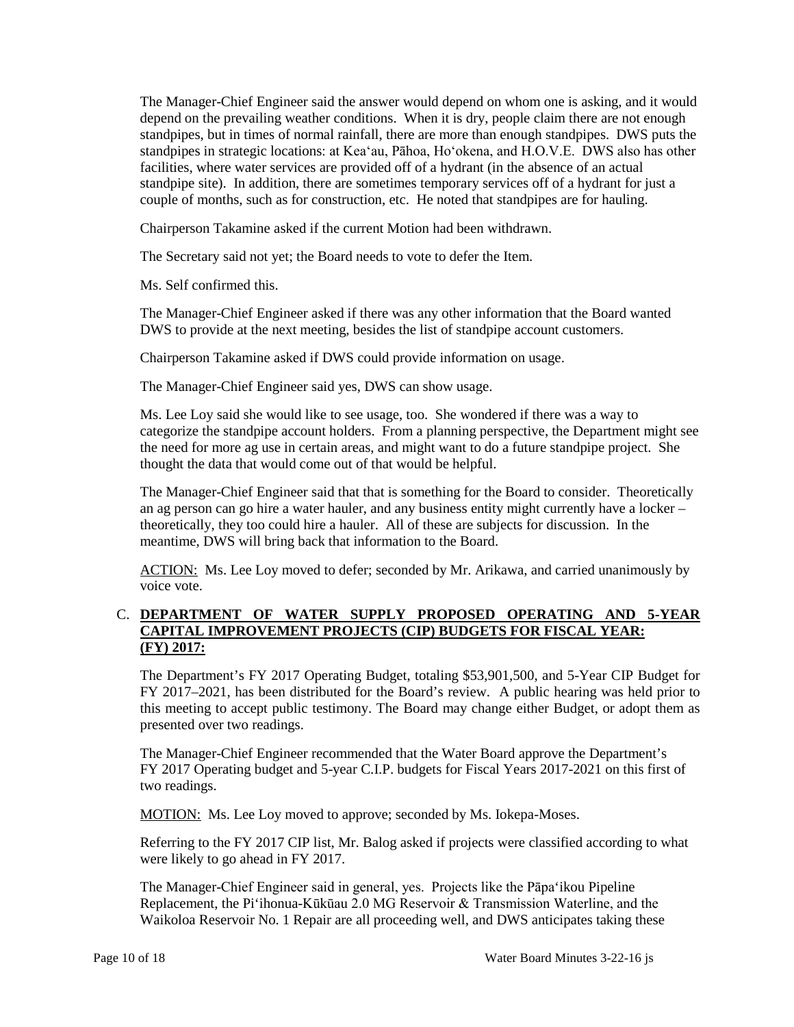The Manager-Chief Engineer said the answer would depend on whom one is asking, and it would depend on the prevailing weather conditions. When it is dry, people claim there are not enough standpipes, but in times of normal rainfall, there are more than enough standpipes. DWS puts the standpipes in strategic locations: at Kea‘au, Pāhoa, Ho‘okena, and H.O.V.E. DWS also has other facilities, where water services are provided off of a hydrant (in the absence of an actual standpipe site). In addition, there are sometimes temporary services off of a hydrant for just a couple of months, such as for construction, etc. He noted that standpipes are for hauling.

Chairperson Takamine asked if the current Motion had been withdrawn.

The Secretary said not yet; the Board needs to vote to defer the Item.

Ms. Self confirmed this.

The Manager-Chief Engineer asked if there was any other information that the Board wanted DWS to provide at the next meeting, besides the list of standpipe account customers.

Chairperson Takamine asked if DWS could provide information on usage.

The Manager-Chief Engineer said yes, DWS can show usage.

Ms. Lee Loy said she would like to see usage, too. She wondered if there was a way to categorize the standpipe account holders. From a planning perspective, the Department might see the need for more ag use in certain areas, and might want to do a future standpipe project. She thought the data that would come out of that would be helpful.

The Manager-Chief Engineer said that that is something for the Board to consider. Theoretically an ag person can go hire a water hauler, and any business entity might currently have a locker – theoretically, they too could hire a hauler. All of these are subjects for discussion. In the meantime, DWS will bring back that information to the Board.

ACTION: Ms. Lee Loy moved to defer; seconded by Mr. Arikawa, and carried unanimously by voice vote.

C. **DEPARTMENT OF WATER SUPPLY PROPOSED OPERATING AND 5-YEAR CAPITAL IMPROVEMENT PROJECTS (CIP) BUDGETS FOR FISCAL YEAR: (FY) 2017:**

The Department's FY 2017 Operating Budget, totaling $53,901,500, and 5-Year CIP Budget for FY 2017–2021, has been distributed for the Board's review. A public hearing was held prior to this meeting to accept public testimony. The Board may change either Budget, or adopt them as presented over two readings.

The Manager-Chief Engineer recommended that the Water Board approve the Department's FY 2017 Operating budget and 5-year C.I.P. budgets for Fiscal Years 2017-2021 on this first of two readings.

MOTION: Ms. Lee Loy moved to approve; seconded by Ms. Iokepa-Moses.

Referring to the FY 2017 CIP list, Mr. Balog asked if projects were classified according to what were likely to go ahead in FY 2017.

The Manager-Chief Engineer said in general, yes. Projects like the Pāpa‘ikou Pipeline Replacement, the Pi‘ihonua-Kūkūau 2.0 MG Reservoir & Transmission Waterline, and the Waikoloa Reservoir No. 1 Repair are all proceeding well, and DWS anticipates taking these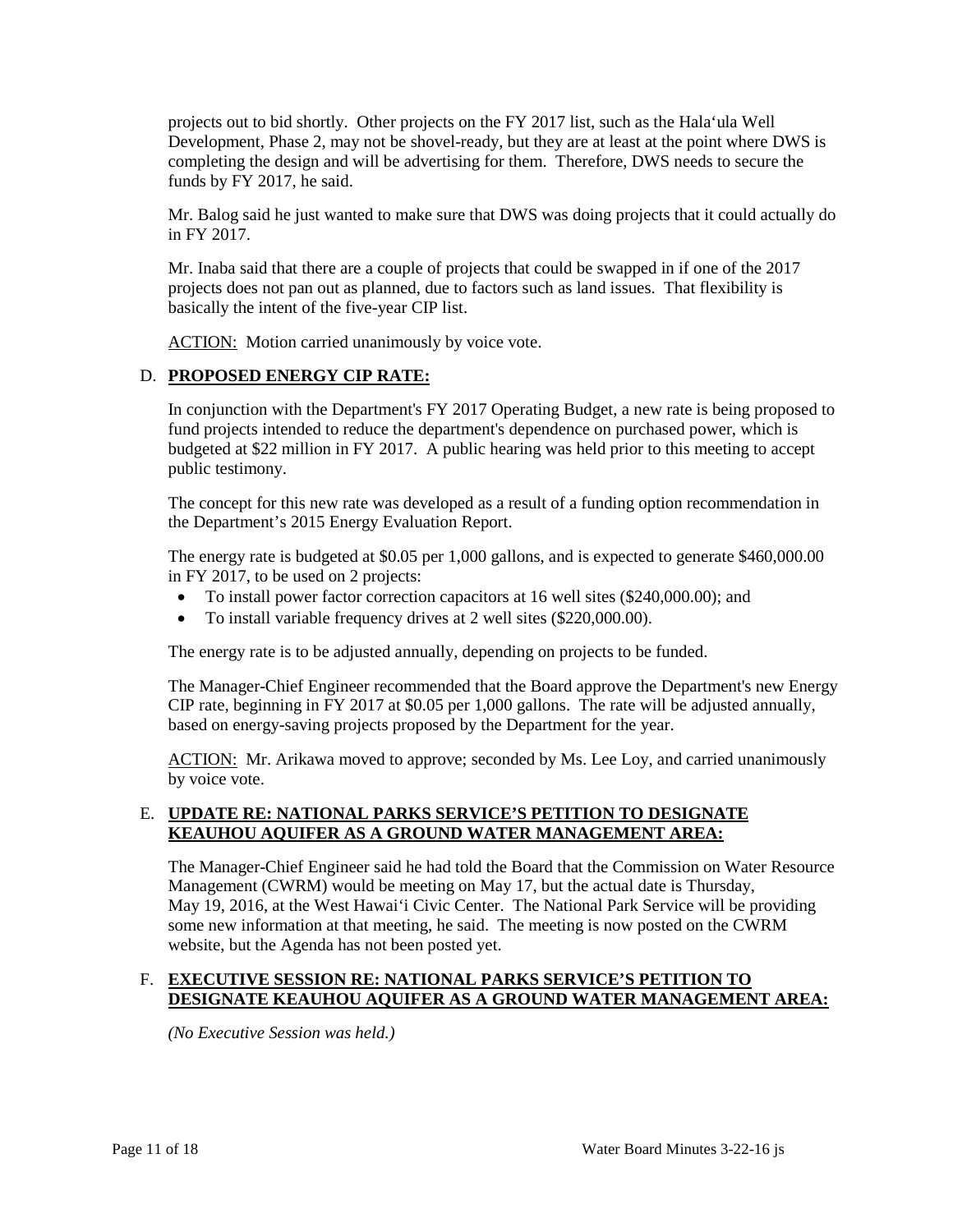projects out to bid shortly. Other projects on the FY 2017 list, such as the Hala'ula Well Development, Phase 2, may not be shovel-ready, but they are at least at the point where DWS is completing the design and will be advertising for them. Therefore, DWS needs to secure the funds by FY 2017, he said.

Mr. Balog said he just wanted to make sure that DWS was doing projects that it could actually do in FY 2017.

Mr. Inaba said that there are a couple of projects that could be swapped in if one of the 2017 projects does not pan out as planned, due to factors such as land issues. That flexibility is basically the intent of the five-year CIP list.

ACTION: Motion carried unanimously by voice vote.

### D. PROPOSED ENERGY CIP RATE:

In conjunction with the Department's FY 2017 Operating Budget, a new rate is being proposed to fund projects intended to reduce the department's dependence on purchased power, which is budgeted at $22 million in FY 2017. A public hearing was held prior to this meeting to accept public testimony.

The concept for this new rate was developed as a result of a funding option recommendation in the Department's 2015 Energy Evaluation Report.

The energy rate is budgeted at $0.05 per 1,000 gallons, and is expected to generate $460,000.00 in FY 2017, to be used on 2 projects:

- To install power factor correction capacitors at 16 well sites ($240,000.00); and
- To install variable frequency drives at 2 well sites ($220,000.00).

The energy rate is to be adjusted annually, depending on projects to be funded.

The Manager-Chief Engineer recommended that the Board approve the Department's new Energy CIP rate, beginning in FY 2017 at $0.05 per 1,000 gallons. The rate will be adjusted annually, based on energy-saving projects proposed by the Department for the year.

ACTION: Mr. Arikawa moved to approve; seconded by Ms. Lee Loy, and carried unanimously by voice vote.

### E. UPDATE RE: NATIONAL PARKS SERVICE'S PETITION TO DESIGNATE KEAUHOU AQUIFER AS A GROUND WATER MANAGEMENT AREA:

The Manager-Chief Engineer said he had told the Board that the Commission on Water Resource Management (CWRM) would be meeting on May 17, but the actual date is Thursday, May 19, 2016, at the West Hawai'i Civic Center. The National Park Service will be providing some new information at that meeting, he said. The meeting is now posted on the CWRM website, but the Agenda has not been posted yet.

### F. EXECUTIVE SESSION RE: NATIONAL PARKS SERVICE'S PETITION TO DESIGNATE KEAUHOU AQUIFER AS A GROUND WATER MANAGEMENT AREA:

*(No Executive Session was held.)*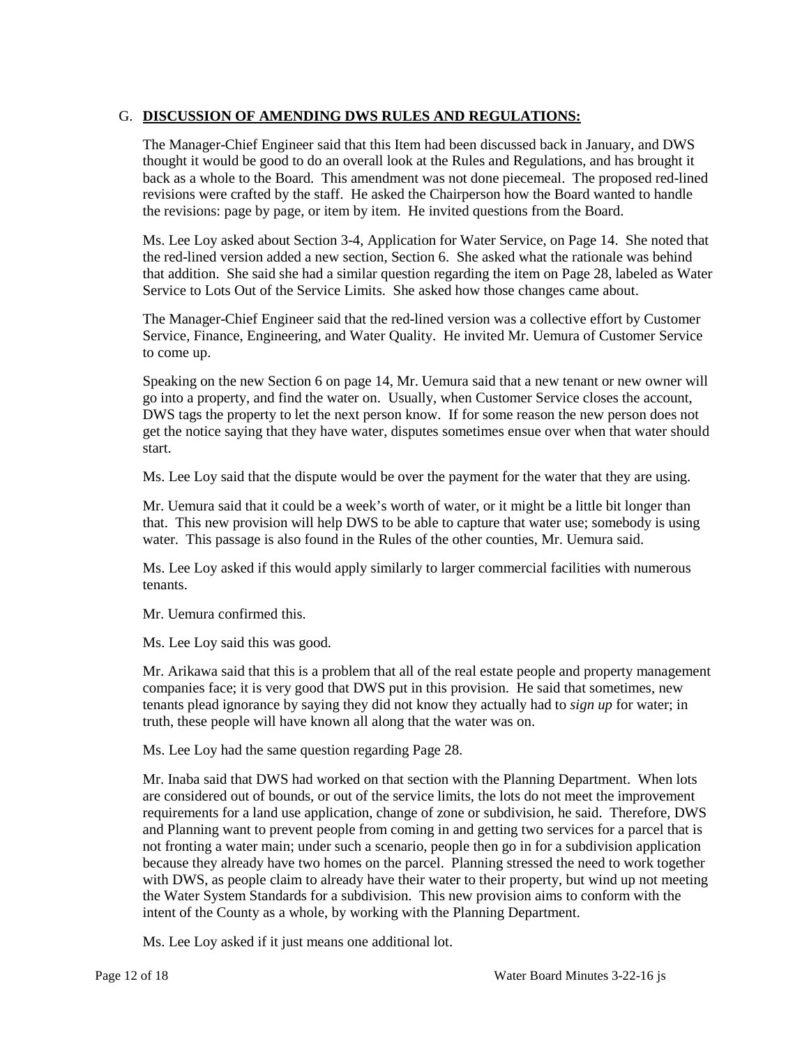G. **DISCUSSION OF AMENDING DWS RULES AND REGULATIONS:**

The Manager-Chief Engineer said that this Item had been discussed back in January, and DWS thought it would be good to do an overall look at the Rules and Regulations, and has brought it back as a whole to the Board. This amendment was not done piecemeal. The proposed red-lined revisions were crafted by the staff. He asked the Chairperson how the Board wanted to handle the revisions: page by page, or item by item. He invited questions from the Board.

Ms. Lee Loy asked about Section 3-4, Application for Water Service, on Page 14. She noted that the red-lined version added a new section, Section 6. She asked what the rationale was behind that addition. She said she had a similar question regarding the item on Page 28, labeled as Water Service to Lots Out of the Service Limits. She asked how those changes came about.

The Manager-Chief Engineer said that the red-lined version was a collective effort by Customer Service, Finance, Engineering, and Water Quality. He invited Mr. Uemura of Customer Service to come up.

Speaking on the new Section 6 on page 14, Mr. Uemura said that a new tenant or new owner will go into a property, and find the water on. Usually, when Customer Service closes the account, DWS tags the property to let the next person know. If for some reason the new person does not get the notice saying that they have water, disputes sometimes ensue over when that water should start.

Ms. Lee Loy said that the dispute would be over the payment for the water that they are using.

Mr. Uemura said that it could be a week's worth of water, or it might be a little bit longer than that. This new provision will help DWS to be able to capture that water use; somebody is using water. This passage is also found in the Rules of the other counties, Mr. Uemura said.

Ms. Lee Loy asked if this would apply similarly to larger commercial facilities with numerous tenants.

Mr. Uemura confirmed this.

Ms. Lee Loy said this was good.

Mr. Arikawa said that this is a problem that all of the real estate people and property management companies face; it is very good that DWS put in this provision. He said that sometimes, new tenants plead ignorance by saying they did not know they actually had to *sign up* for water; in truth, these people will have known all along that the water was on.

Ms. Lee Loy had the same question regarding Page 28.

Mr. Inaba said that DWS had worked on that section with the Planning Department. When lots are considered out of bounds, or out of the service limits, the lots do not meet the improvement requirements for a land use application, change of zone or subdivision, he said. Therefore, DWS and Planning want to prevent people from coming in and getting two services for a parcel that is not fronting a water main; under such a scenario, people then go in for a subdivision application because they already have two homes on the parcel. Planning stressed the need to work together with DWS, as people claim to already have their water to their property, but wind up not meeting the Water System Standards for a subdivision. This new provision aims to conform with the intent of the County as a whole, by working with the Planning Department.

Ms. Lee Loy asked if it just means one additional lot.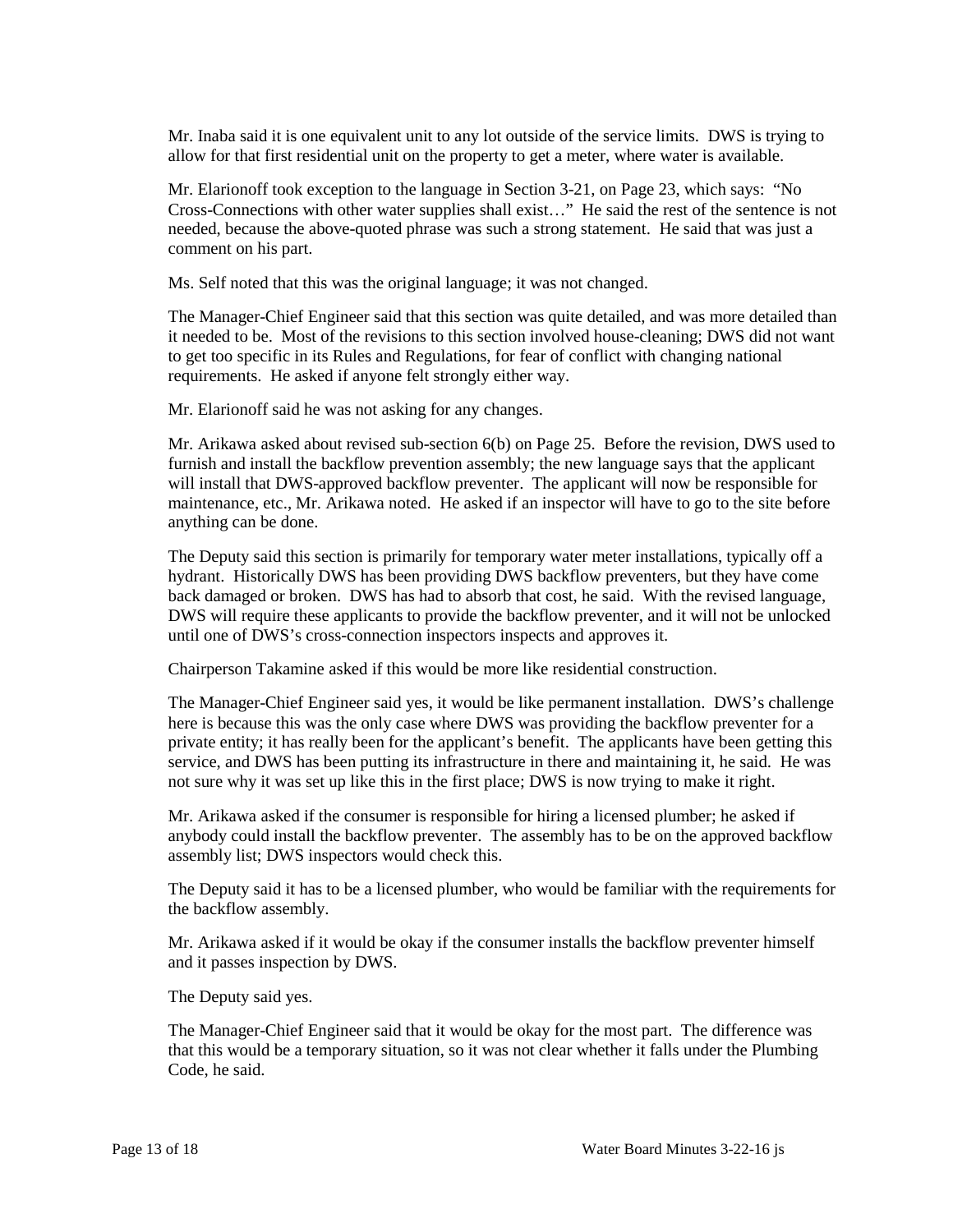Mr. Inaba said it is one equivalent unit to any lot outside of the service limits. DWS is trying to allow for that first residential unit on the property to get a meter, where water is available.

Mr. Elarionoff took exception to the language in Section 3-21, on Page 23, which says: "No Cross-Connections with other water supplies shall exist…" He said the rest of the sentence is not needed, because the above-quoted phrase was such a strong statement. He said that was just a comment on his part.

Ms. Self noted that this was the original language; it was not changed.

The Manager-Chief Engineer said that this section was quite detailed, and was more detailed than it needed to be. Most of the revisions to this section involved house-cleaning; DWS did not want to get too specific in its Rules and Regulations, for fear of conflict with changing national requirements. He asked if anyone felt strongly either way.

Mr. Elarionoff said he was not asking for any changes.

Mr. Arikawa asked about revised sub-section 6(b) on Page 25. Before the revision, DWS used to furnish and install the backflow prevention assembly; the new language says that the applicant will install that DWS-approved backflow preventer. The applicant will now be responsible for maintenance, etc., Mr. Arikawa noted. He asked if an inspector will have to go to the site before anything can be done.

The Deputy said this section is primarily for temporary water meter installations, typically off a hydrant. Historically DWS has been providing DWS backflow preventers, but they have come back damaged or broken. DWS has had to absorb that cost, he said. With the revised language, DWS will require these applicants to provide the backflow preventer, and it will not be unlocked until one of DWS's cross-connection inspectors inspects and approves it.

Chairperson Takamine asked if this would be more like residential construction.

The Manager-Chief Engineer said yes, it would be like permanent installation. DWS's challenge here is because this was the only case where DWS was providing the backflow preventer for a private entity; it has really been for the applicant's benefit. The applicants have been getting this service, and DWS has been putting its infrastructure in there and maintaining it, he said. He was not sure why it was set up like this in the first place; DWS is now trying to make it right.

Mr. Arikawa asked if the consumer is responsible for hiring a licensed plumber; he asked if anybody could install the backflow preventer. The assembly has to be on the approved backflow assembly list; DWS inspectors would check this.

The Deputy said it has to be a licensed plumber, who would be familiar with the requirements for the backflow assembly.

Mr. Arikawa asked if it would be okay if the consumer installs the backflow preventer himself and it passes inspection by DWS.

The Deputy said yes.

The Manager-Chief Engineer said that it would be okay for the most part. The difference was that this would be a temporary situation, so it was not clear whether it falls under the Plumbing Code, he said.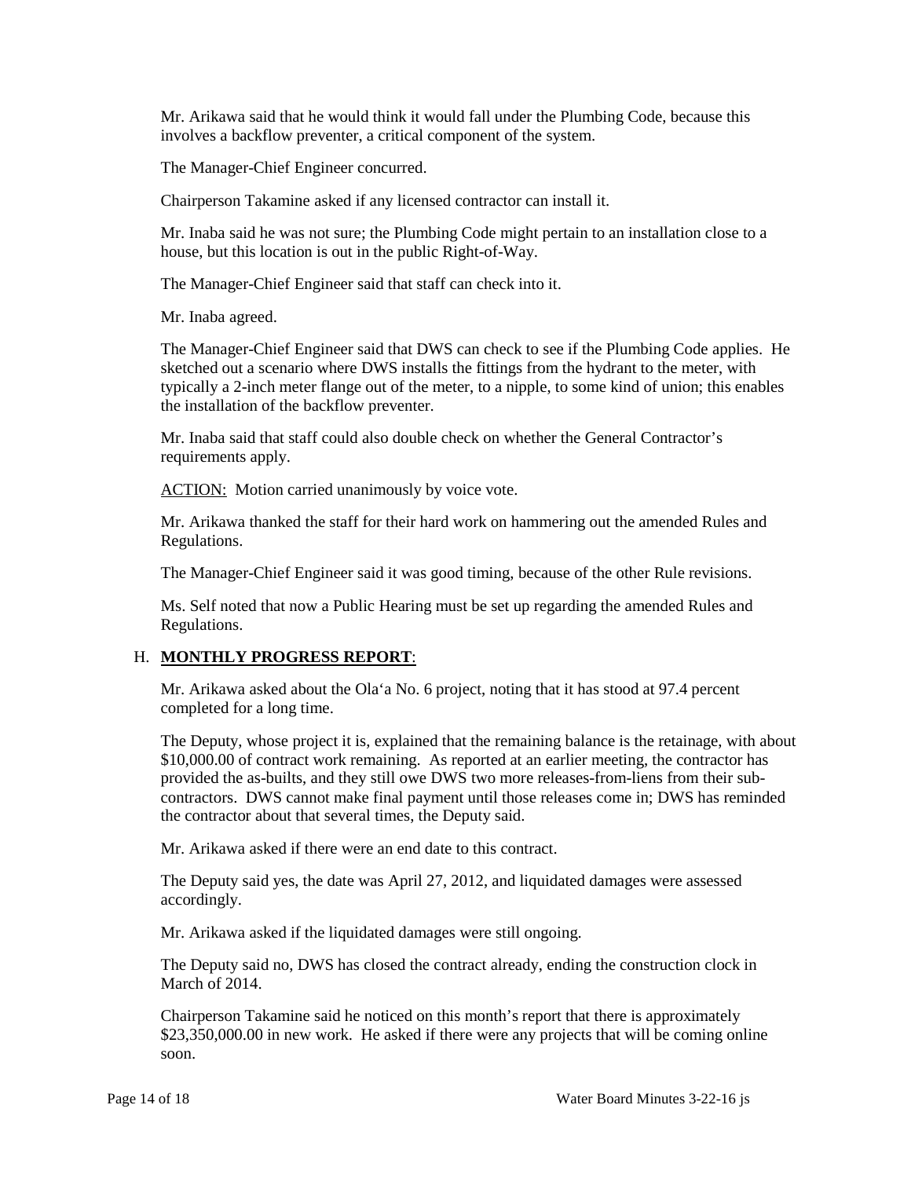Mr. Arikawa said that he would think it would fall under the Plumbing Code, because this involves a backflow preventer, a critical component of the system.

The Manager-Chief Engineer concurred.

Chairperson Takamine asked if any licensed contractor can install it.

Mr. Inaba said he was not sure; the Plumbing Code might pertain to an installation close to a house, but this location is out in the public Right-of-Way.

The Manager-Chief Engineer said that staff can check into it.

Mr. Inaba agreed.

The Manager-Chief Engineer said that DWS can check to see if the Plumbing Code applies. He sketched out a scenario where DWS installs the fittings from the hydrant to the meter, with typically a 2-inch meter flange out of the meter, to a nipple, to some kind of union; this enables the installation of the backflow preventer.

Mr. Inaba said that staff could also double check on whether the General Contractor's requirements apply.

ACTION: Motion carried unanimously by voice vote.

Mr. Arikawa thanked the staff for their hard work on hammering out the amended Rules and Regulations.

The Manager-Chief Engineer said it was good timing, because of the other Rule revisions.

Ms. Self noted that now a Public Hearing must be set up regarding the amended Rules and Regulations.

## H. **MONTHLY PROGRESS REPORT**:

Mr. Arikawa asked about the Ola'a No. 6 project, noting that it has stood at 97.4 percent completed for a long time.

The Deputy, whose project it is, explained that the remaining balance is the retainage, with about $10,000.00 of contract work remaining. As reported at an earlier meeting, the contractor has provided the as-builts, and they still owe DWS two more releases-from-liens from their sub-contractors. DWS cannot make final payment until those releases come in; DWS has reminded the contractor about that several times, the Deputy said.

Mr. Arikawa asked if there were an end date to this contract.

The Deputy said yes, the date was April 27, 2012, and liquidated damages were assessed accordingly.

Mr. Arikawa asked if the liquidated damages were still ongoing.

The Deputy said no, DWS has closed the contract already, ending the construction clock in March of 2014.

Chairperson Takamine said he noticed on this month's report that there is approximately $23,350,000.00 in new work. He asked if there were any projects that will be coming online soon.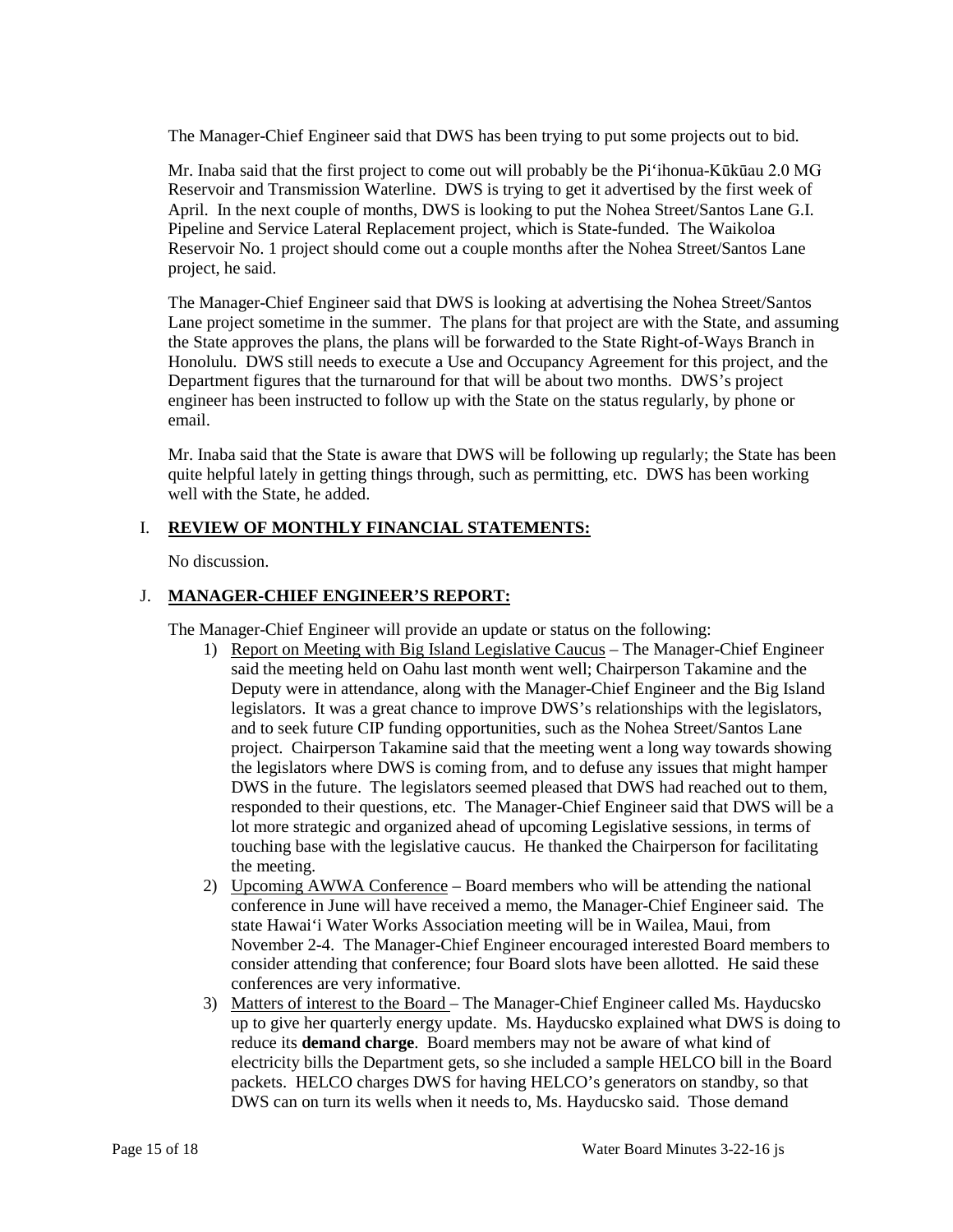The Manager-Chief Engineer said that DWS has been trying to put some projects out to bid.

Mr. Inaba said that the first project to come out will probably be the Pi‘ihonua-Kūkūau 2.0 MG Reservoir and Transmission Waterline. DWS is trying to get it advertised by the first week of April. In the next couple of months, DWS is looking to put the Nohea Street/Santos Lane G.I. Pipeline and Service Lateral Replacement project, which is State-funded. The Waikoloa Reservoir No. 1 project should come out a couple months after the Nohea Street/Santos Lane project, he said.

The Manager-Chief Engineer said that DWS is looking at advertising the Nohea Street/Santos Lane project sometime in the summer. The plans for that project are with the State, and assuming the State approves the plans, the plans will be forwarded to the State Right-of-Ways Branch in Honolulu. DWS still needs to execute a Use and Occupancy Agreement for this project, and the Department figures that the turnaround for that will be about two months. DWS's project engineer has been instructed to follow up with the State on the status regularly, by phone or email.

Mr. Inaba said that the State is aware that DWS will be following up regularly; the State has been quite helpful lately in getting things through, such as permitting, etc. DWS has been working well with the State, he added.

## I. **REVIEW OF MONTHLY FINANCIAL STATEMENTS:**

No discussion.

## J. **MANAGER-CHIEF ENGINEER'S REPORT:**

The Manager-Chief Engineer will provide an update or status on the following:

1) Report on Meeting with Big Island Legislative Caucus – The Manager-Chief Engineer said the meeting held on Oahu last month went well; Chairperson Takamine and the Deputy were in attendance, along with the Manager-Chief Engineer and the Big Island legislators. It was a great chance to improve DWS's relationships with the legislators, and to seek future CIP funding opportunities, such as the Nohea Street/Santos Lane project. Chairperson Takamine said that the meeting went a long way towards showing the legislators where DWS is coming from, and to defuse any issues that might hamper DWS in the future. The legislators seemed pleased that DWS had reached out to them, responded to their questions, etc. The Manager-Chief Engineer said that DWS will be a lot more strategic and organized ahead of upcoming Legislative sessions, in terms of touching base with the legislative caucus. He thanked the Chairperson for facilitating the meeting.
2) Upcoming AWWA Conference – Board members who will be attending the national conference in June will have received a memo, the Manager-Chief Engineer said. The state Hawai‘i Water Works Association meeting will be in Wailea, Maui, from November 2-4. The Manager-Chief Engineer encouraged interested Board members to consider attending that conference; four Board slots have been allotted. He said these conferences are very informative.
3) Matters of interest to the Board – The Manager-Chief Engineer called Ms. Hayducsko up to give her quarterly energy update. Ms. Hayducsko explained what DWS is doing to reduce its **demand charge**. Board members may not be aware of what kind of electricity bills the Department gets, so she included a sample HELCO bill in the Board packets. HELCO charges DWS for having HELCO's generators on standby, so that DWS can on turn its wells when it needs to, Ms. Hayducsko said. Those demand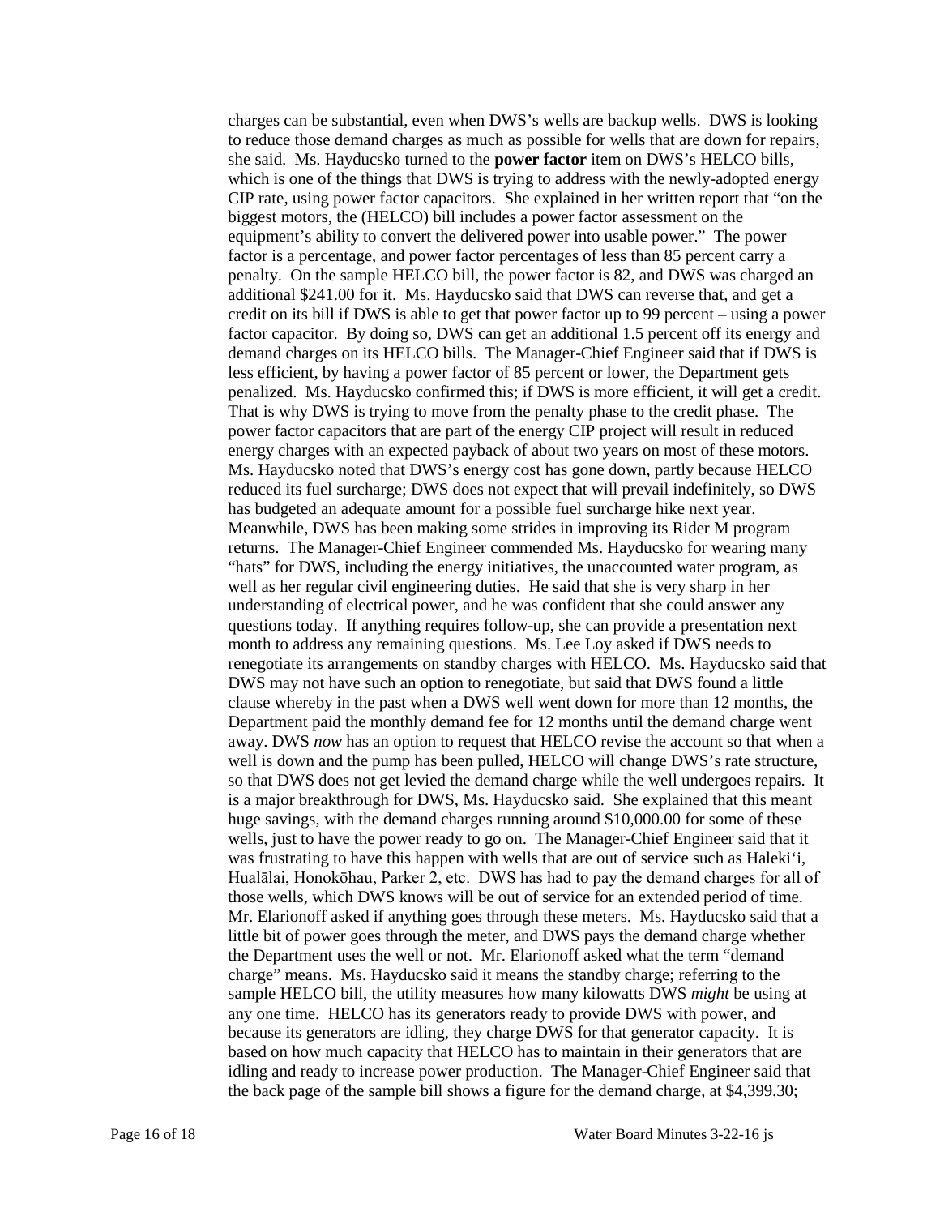charges can be substantial, even when DWS's wells are backup wells. DWS is looking to reduce those demand charges as much as possible for wells that are down for repairs, she said. Ms. Hayducsko turned to the **power factor** item on DWS's HELCO bills, which is one of the things that DWS is trying to address with the newly-adopted energy CIP rate, using power factor capacitors. She explained in her written report that "on the biggest motors, the (HELCO) bill includes a power factor assessment on the equipment's ability to convert the delivered power into usable power." The power factor is a percentage, and power factor percentages of less than 85 percent carry a penalty. On the sample HELCO bill, the power factor is 82, and DWS was charged an additional $241.00 for it. Ms. Hayducsko said that DWS can reverse that, and get a credit on its bill if DWS is able to get that power factor up to 99 percent – using a power factor capacitor. By doing so, DWS can get an additional 1.5 percent off its energy and demand charges on its HELCO bills. The Manager-Chief Engineer said that if DWS is less efficient, by having a power factor of 85 percent or lower, the Department gets penalized. Ms. Hayducsko confirmed this; if DWS is more efficient, it will get a credit. That is why DWS is trying to move from the penalty phase to the credit phase. The power factor capacitors that are part of the energy CIP project will result in reduced energy charges with an expected payback of about two years on most of these motors. Ms. Hayducsko noted that DWS's energy cost has gone down, partly because HELCO reduced its fuel surcharge; DWS does not expect that will prevail indefinitely, so DWS has budgeted an adequate amount for a possible fuel surcharge hike next year. Meanwhile, DWS has been making some strides in improving its Rider M program returns. The Manager-Chief Engineer commended Ms. Hayducsko for wearing many "hats" for DWS, including the energy initiatives, the unaccounted water program, as well as her regular civil engineering duties. He said that she is very sharp in her understanding of electrical power, and he was confident that she could answer any questions today. If anything requires follow-up, she can provide a presentation next month to address any remaining questions. Ms. Lee Loy asked if DWS needs to renegotiate its arrangements on standby charges with HELCO. Ms. Hayducsko said that DWS may not have such an option to renegotiate, but said that DWS found a little clause whereby in the past when a DWS well went down for more than 12 months, the Department paid the monthly demand fee for 12 months until the demand charge went away. DWS *now* has an option to request that HELCO revise the account so that when a well is down and the pump has been pulled, HELCO will change DWS's rate structure, so that DWS does not get levied the demand charge while the well undergoes repairs. It is a major breakthrough for DWS, Ms. Hayducsko said. She explained that this meant huge savings, with the demand charges running around $10,000.00 for some of these wells, just to have the power ready to go on. The Manager-Chief Engineer said that it was frustrating to have this happen with wells that are out of service such as Haleki'i, Hualālai, Honokōhau, Parker 2, etc. DWS has had to pay the demand charges for all of those wells, which DWS knows will be out of service for an extended period of time. Mr. Elarionoff asked if anything goes through these meters. Ms. Hayducsko said that a little bit of power goes through the meter, and DWS pays the demand charge whether the Department uses the well or not. Mr. Elarionoff asked what the term "demand charge" means. Ms. Hayducsko said it means the standby charge; referring to the sample HELCO bill, the utility measures how many kilowatts DWS *might* be using at any one time. HELCO has its generators ready to provide DWS with power, and because its generators are idling, they charge DWS for that generator capacity. It is based on how much capacity that HELCO has to maintain in their generators that are idling and ready to increase power production. The Manager-Chief Engineer said that the back page of the sample bill shows a figure for the demand charge, at $4,399.30;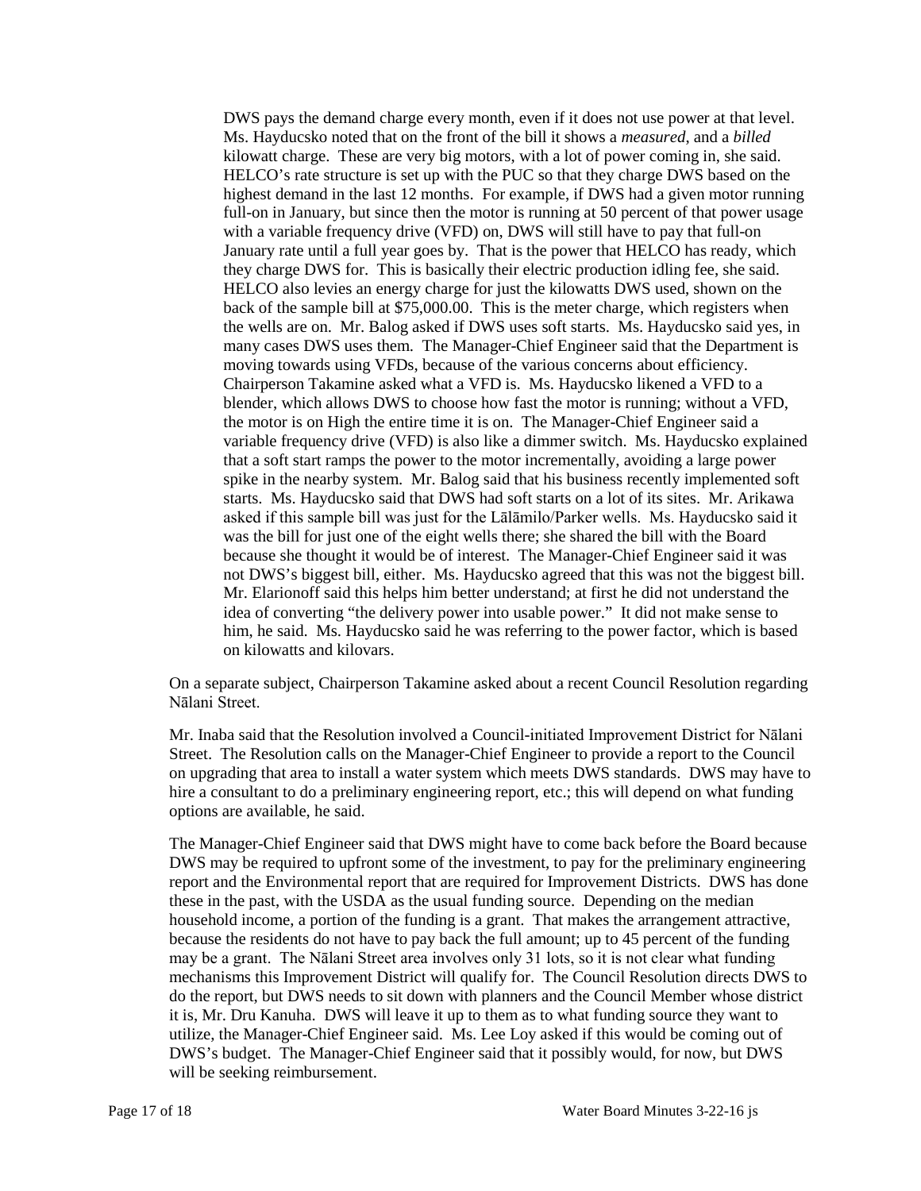DWS pays the demand charge every month, even if it does not use power at that level. Ms. Hayducsko noted that on the front of the bill it shows a *measured*, and a *billed* kilowatt charge. These are very big motors, with a lot of power coming in, she said. HELCO's rate structure is set up with the PUC so that they charge DWS based on the highest demand in the last 12 months. For example, if DWS had a given motor running full-on in January, but since then the motor is running at 50 percent of that power usage with a variable frequency drive (VFD) on, DWS will still have to pay that full-on January rate until a full year goes by. That is the power that HELCO has ready, which they charge DWS for. This is basically their electric production idling fee, she said. HELCO also levies an energy charge for just the kilowatts DWS used, shown on the back of the sample bill at $75,000.00. This is the meter charge, which registers when the wells are on. Mr. Balog asked if DWS uses soft starts. Ms. Hayducsko said yes, in many cases DWS uses them. The Manager-Chief Engineer said that the Department is moving towards using VFDs, because of the various concerns about efficiency. Chairperson Takamine asked what a VFD is. Ms. Hayducsko likened a VFD to a blender, which allows DWS to choose how fast the motor is running; without a VFD, the motor is on High the entire time it is on. The Manager-Chief Engineer said a variable frequency drive (VFD) is also like a dimmer switch. Ms. Hayducsko explained that a soft start ramps the power to the motor incrementally, avoiding a large power spike in the nearby system. Mr. Balog said that his business recently implemented soft starts. Ms. Hayducsko said that DWS had soft starts on a lot of its sites. Mr. Arikawa asked if this sample bill was just for the Lālāmilo/Parker wells. Ms. Hayducsko said it was the bill for just one of the eight wells there; she shared the bill with the Board because she thought it would be of interest. The Manager-Chief Engineer said it was not DWS's biggest bill, either. Ms. Hayducsko agreed that this was not the biggest bill. Mr. Elarionoff said this helps him better understand; at first he did not understand the idea of converting "the delivery power into usable power." It did not make sense to him, he said. Ms. Hayducsko said he was referring to the power factor, which is based on kilowatts and kilovars.

On a separate subject, Chairperson Takamine asked about a recent Council Resolution regarding Nālani Street.

Mr. Inaba said that the Resolution involved a Council-initiated Improvement District for Nālani Street. The Resolution calls on the Manager-Chief Engineer to provide a report to the Council on upgrading that area to install a water system which meets DWS standards. DWS may have to hire a consultant to do a preliminary engineering report, etc.; this will depend on what funding options are available, he said.

The Manager-Chief Engineer said that DWS might have to come back before the Board because DWS may be required to upfront some of the investment, to pay for the preliminary engineering report and the Environmental report that are required for Improvement Districts. DWS has done these in the past, with the USDA as the usual funding source. Depending on the median household income, a portion of the funding is a grant. That makes the arrangement attractive, because the residents do not have to pay back the full amount; up to 45 percent of the funding may be a grant. The Nālani Street area involves only 31 lots, so it is not clear what funding mechanisms this Improvement District will qualify for. The Council Resolution directs DWS to do the report, but DWS needs to sit down with planners and the Council Member whose district it is, Mr. Dru Kanuha. DWS will leave it up to them as to what funding source they want to utilize, the Manager-Chief Engineer said. Ms. Lee Loy asked if this would be coming out of DWS's budget. The Manager-Chief Engineer said that it possibly would, for now, but DWS will be seeking reimbursement.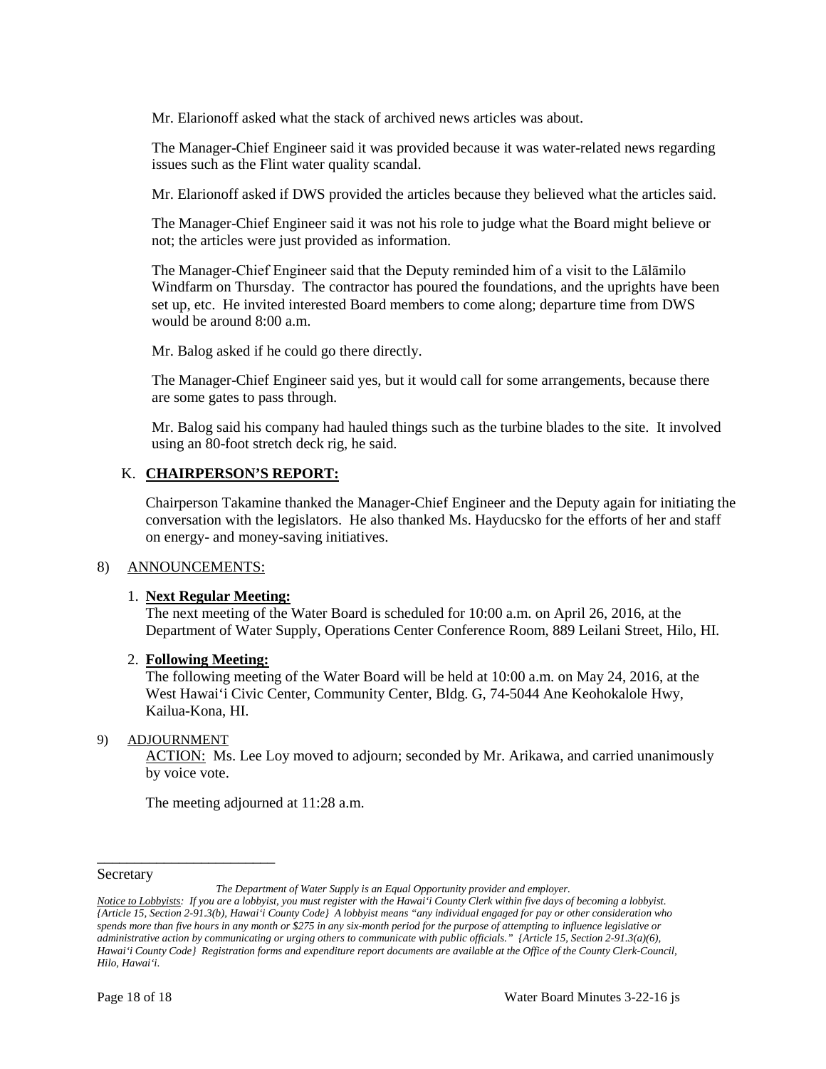Mr. Elarionoff asked what the stack of archived news articles was about.

The Manager-Chief Engineer said it was provided because it was water-related news regarding issues such as the Flint water quality scandal.

Mr. Elarionoff asked if DWS provided the articles because they believed what the articles said.

The Manager-Chief Engineer said it was not his role to judge what the Board might believe or not; the articles were just provided as information.

The Manager-Chief Engineer said that the Deputy reminded him of a visit to the Lālāmilo Windfarm on Thursday. The contractor has poured the foundations, and the uprights have been set up, etc. He invited interested Board members to come along; departure time from DWS would be around 8:00 a.m.

Mr. Balog asked if he could go there directly.

The Manager-Chief Engineer said yes, but it would call for some arrangements, because there are some gates to pass through.

Mr. Balog said his company had hauled things such as the turbine blades to the site. It involved using an 80-foot stretch deck rig, he said.

K. **CHAIRPERSON'S REPORT:**

Chairperson Takamine thanked the Manager-Chief Engineer and the Deputy again for initiating the conversation with the legislators. He also thanked Ms. Hayducsko for the efforts of her and staff on energy- and money-saving initiatives.

8) ANNOUNCEMENTS:

1. **Next Regular Meeting:**
The next meeting of the Water Board is scheduled for 10:00 a.m. on April 26, 2016, at the Department of Water Supply, Operations Center Conference Room, 889 Leilani Street, Hilo, HI.

2. **Following Meeting:**
The following meeting of the Water Board will be held at 10:00 a.m. on May 24, 2016, at the West Hawai'i Civic Center, Community Center, Bldg. G, 74-5044 Ane Keohokalole Hwy, Kailua-Kona, HI.

9) ADJOURNMENT

ACTION: Ms. Lee Loy moved to adjourn; seconded by Mr. Arikawa, and carried unanimously by voice vote.

The meeting adjourned at 11:28 a.m.

\_\_\_\_\_\_\_\_\_\_\_\_\_\_\_\_\_\_\_\_\_\_\_\_\_

Secretary

*The Department of Water Supply is an Equal Opportunity provider and employer.*

*Notice to Lobbyists: If you are a lobbyist, you must register with the Hawai'i County Clerk within five days of becoming a lobbyist. {Article 15, Section 2-91.3(b), Hawai'i County Code} A lobbyist means "any individual engaged for pay or other consideration who spends more than five hours in any month or $275 in any six-month period for the purpose of attempting to influence legislative or administrative action by communicating or urging others to communicate with public officials." {Article 15, Section 2-91.3(a)(6), Hawai'i County Code} Registration forms and expenditure report documents are available at the Office of the County Clerk-Council, Hilo, Hawai'i.*